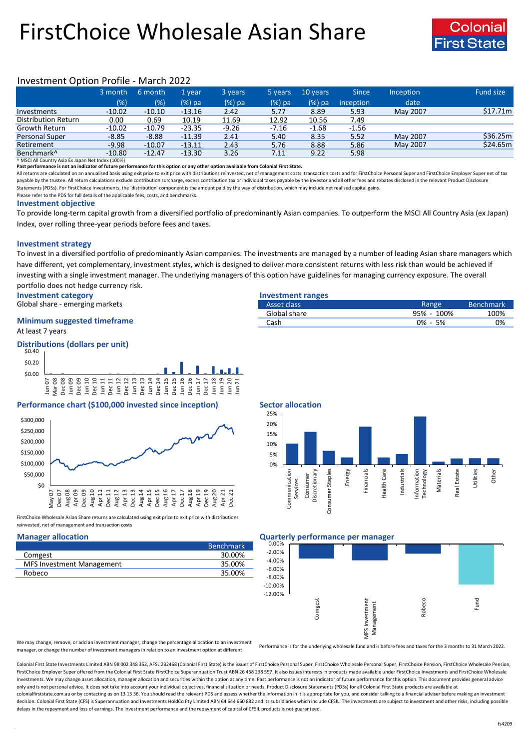# FirstChoice Wholesale Asian Share

Colonial First State

## Investment Option Profile - March 2022

| | 3 month (%) | 6 month (%) | 1 year (%) pa | 3 years (%) pa | 5 years (%) pa | 10 years (%) pa | Since inception | Inception date | Fund size |
|---|---|---|---|---|---|---|---|---|---|
| Investments | -10.02 | -10.10 | -13.16 | 2.42 | 5.77 | 8.89 | 5.93 | May 2007 | $17.71m |
| Distribution Return | 0.00 | 0.69 | 10.19 | 11.69 | 12.92 | 10.56 | 7.49 | | |
| Growth Return | -10.02 | -10.79 | -23.35 | -9.26 | -7.16 | -1.68 | -1.56 | | |
| Personal Super | -8.85 | -8.88 | -11.39 | 2.41 | 5.40 | 8.35 | 5.52 | May 2007 | $36.25m |
| Retirement | -9.98 | -10.07 | -13.11 | 2.43 | 5.76 | 8.88 | 5.86 | May 2007 | $24.65m |
| Benchmark^ | -10.80 | -12.47 | -13.30 | 3.26 | 7.11 | 9.22 | 5.98 | | |

^ MSCI All Country Asia Ex Japan Net Index (100%)

**Past performance is not an indicator of future performance for this option or any other option available from Colonial First State.**

All returns are calculated on an annualised basis using exit price to exit price with distributions reinvested, net of management costs, transaction costs and for FirstChoice Personal Super and FirstChoice Employer Super net of tax payable by the trustee. All return calculations exclude contribution surcharge, excess contribution tax or individual taxes payable by the investor and all other fees and rebates disclosed in the relevant Product Disclosure Statements (PDSs). For FirstChoice Investments, the 'distribution' component is the amount paid by the way of distribution, which may include net realised capital gains.

Please refer to the PDS for full details of the applicable fees, costs, and benchmarks.

### Investment objective

To provide long-term capital growth from a diversified portfolio of predominantly Asian companies. To outperform the MSCI All Country Asia (ex Japan) Index, over rolling three-year periods before fees and taxes.

### Investment strategy

To invest in a diversified portfolio of predominantly Asian companies. The investments are managed by a number of leading Asian share managers which have different, yet complementary, investment styles, which is designed to deliver more consistent returns with less risk than would be achieved if investing with a single investment manager. The underlying managers of this option have guidelines for managing currency exposure. The overall portfolio does not hedge currency risk.

### Investment category

Global share - emerging markets

### Minimum suggested timeframe

At least 7 years

### Investment ranges

| Asset class | Range | Benchmark |
|---|---|---|
| Global share | 95% - 100% | 100% |
| Cash | 0% - 5% | 0% |

### Distributions (dollars per unit)

### Performance chart ($100,000 invested since inception)

FirstChoice Wholesale Asian Share returns are calculated using exit price to exit price with distributions reinvested, net of management and transaction costs

### Sector allocation

### Manager allocation

| | Benchmark |
|---|---|
| Comgest | 30.00% |
| MFS Investment Management | 35.00% |
| Robeco | 35.00% |

We may change, remove, or add an investment manager, change the percentage allocation to an investment manager, or change the number of investment managers in relation to an investment option at different

### Quarterly performance per manager

Performance is for the underlying wholesale fund and is before fees and taxes for the 3 months to 31 March 2022.

Colonial First State Investments Limited ABN 98 002 348 352, AFSL 232468 (Colonial First State) is the issuer of FirstChoice Personal Super, FirstChoice Wholesale Personal Super, FirstChoice Pension, FirstChoice Wholesale Pension, FirstChoice Employer Super offered from the Colonial First State FirstChoice Superannuation Trust ABN 26 458 298 557. It also issues interests in products made available under FirstChoice Investments and FirstChoice Wholesale Investments. We may change asset allocation, manager allocation and securities within the option at any time. Past performance is not an indicator of future performance for this option. This document provides general advice only and is not personal advice. It does not take into account your individual objectives, financial situation or needs. Product Disclosure Statements (PDSs) for all Colonial First State products are available at colonialfirststate.com.au or by contacting us on 13 13 36. You should read the relevant PDS and assess whether the information in it is appropriate for you, and consider talking to a financial adviser before making an investment decision. Colonial First State (CFS) is Superannuation and Investments HoldCo Pty Limited ABN 64 644 660 882 and its subsidiaries which include CFSIL. The investments are subject to investment and other risks, including possible delays in the repayment and loss of earnings. The investment performance and the repayment of capital of CFSIL products is not guaranteed.

fs4209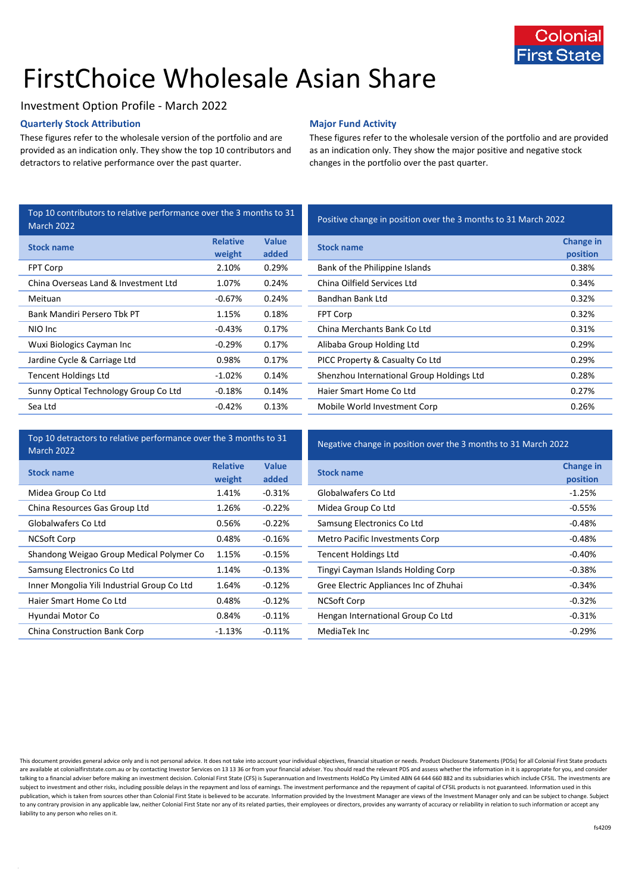# FirstChoice Wholesale Asian Share

Investment Option Profile - March 2022

## Quarterly Stock Attribution

These figures refer to the wholesale version of the portfolio and are provided as an indication only. They show the top 10 contributors and detractors to relative performance over the past quarter.

**Top 10 contributors to relative performance over the 3 months to 31 March 2022**

| Stock name | Relative weight | Value added |
|---|---|---|
| FPT Corp | 2.10% | 0.29% |
| China Overseas Land & Investment Ltd | 1.07% | 0.24% |
| Meituan | -0.67% | 0.24% |
| Bank Mandiri Persero Tbk PT | 1.15% | 0.18% |
| NIO Inc | -0.43% | 0.17% |
| Wuxi Biologics Cayman Inc | -0.29% | 0.17% |
| Jardine Cycle & Carriage Ltd | 0.98% | 0.17% |
| Tencent Holdings Ltd | -1.02% | 0.14% |
| Sunny Optical Technology Group Co Ltd | -0.18% | 0.14% |
| Sea Ltd | -0.42% | 0.13% |

**Top 10 detractors to relative performance over the 3 months to 31 March 2022**

| Stock name | Relative weight | Value added |
|---|---|---|
| Midea Group Co Ltd | 1.41% | -0.31% |
| China Resources Gas Group Ltd | 1.26% | -0.22% |
| Globalwafers Co Ltd | 0.56% | -0.22% |
| NCSoft Corp | 0.48% | -0.16% |
| Shandong Weigao Group Medical Polymer Co | 1.15% | -0.15% |
| Samsung Electronics Co Ltd | 1.14% | -0.13% |
| Inner Mongolia Yili Industrial Group Co Ltd | 1.64% | -0.12% |
| Haier Smart Home Co Ltd | 0.48% | -0.12% |
| Hyundai Motor Co | 0.84% | -0.11% |
| China Construction Bank Corp | -1.13% | -0.11% |

## Major Fund Activity

These figures refer to the wholesale version of the portfolio and are provided as an indication only. They show the major positive and negative stock changes in the portfolio over the past quarter.

**Positive change in position over the 3 months to 31 March 2022**

| Stock name | Change in position |
|---|---|
| Bank of the Philippine Islands | 0.38% |
| China Oilfield Services Ltd | 0.34% |
| Bandhan Bank Ltd | 0.32% |
| FPT Corp | 0.32% |
| China Merchants Bank Co Ltd | 0.31% |
| Alibaba Group Holding Ltd | 0.29% |
| PICC Property & Casualty Co Ltd | 0.29% |
| Shenzhou International Group Holdings Ltd | 0.28% |
| Haier Smart Home Co Ltd | 0.27% |
| Mobile World Investment Corp | 0.26% |

**Negative change in position over the 3 months to 31 March 2022**

| Stock name | Change in position |
|---|---|
| Globalwafers Co Ltd | -1.25% |
| Midea Group Co Ltd | -0.55% |
| Samsung Electronics Co Ltd | -0.48% |
| Metro Pacific Investments Corp | -0.48% |
| Tencent Holdings Ltd | -0.40% |
| Tingyi Cayman Islands Holding Corp | -0.38% |
| Gree Electric Appliances Inc of Zhuhai | -0.34% |
| NCSoft Corp | -0.32% |
| Hengan International Group Co Ltd | -0.31% |
| MediaTek Inc | -0.29% |

This document provides general advice only and is not personal advice. It does not take into account your individual objectives, financial situation or needs. Product Disclosure Statements (PDSs) for all Colonial First State products are available at colonialfirststate.com.au or by contacting Investor Services on 13 13 36 or from your financial adviser. You should read the relevant PDS and assess whether the information in it is appropriate for you, and consider talking to a financial adviser before making an investment decision. Colonial First State (CFS) is Superannuation and Investments HoldCo Pty Limited ABN 64 644 660 882 and its subsidiaries which include CFSIL. The investments are subject to investment and other risks, including possible delays in the repayment and loss of earnings. The investment performance and the repayment of capital of CFSIL products is not guaranteed. Information used in this publication, which is taken from sources other than Colonial First State is believed to be accurate. Information provided by the Investment Manager are views of the Investment Manager only and can be subject to change. Subject to any contrary provision in any applicable law, neither Colonial First State nor any of its related parties, their employees or directors, provides any warranty of accuracy or reliability in relation to such information or accept any liability to any person who relies on it.

fs4209